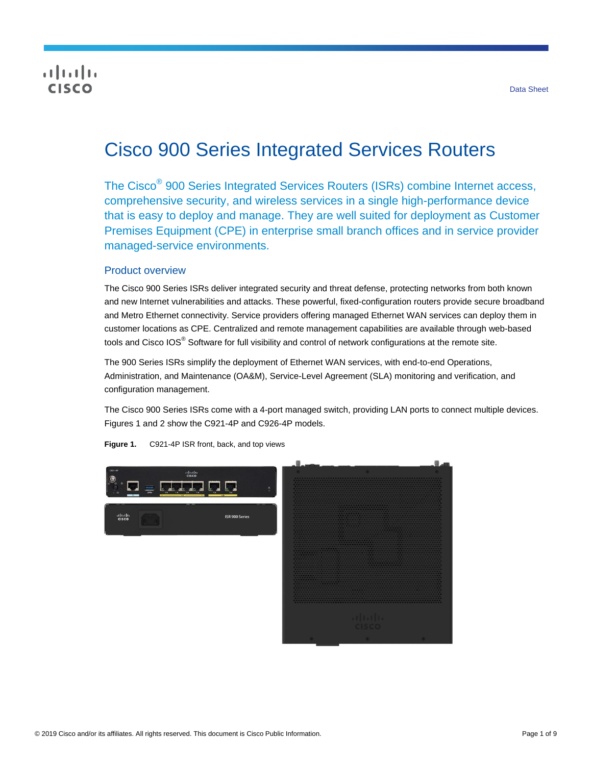Data Sheet

# Cisco 900 Series Integrated Services Routers

The Cisco® 900 Series Integrated Services Routers (ISRs) combine Internet access, comprehensive security, and wireless services in a single high-performance device that is easy to deploy and manage. They are well suited for deployment as Customer Premises Equipment (CPE) in enterprise small branch offices and in service provider managed-service environments.

## Product overview

The Cisco 900 Series ISRs deliver integrated security and threat defense, protecting networks from both known and new Internet vulnerabilities and attacks. These powerful, fixed-configuration routers provide secure broadband and Metro Ethernet connectivity. Service providers offering managed Ethernet WAN services can deploy them in customer locations as CPE. Centralized and remote management capabilities are available through web-based tools and Cisco IOS® Software for full visibility and control of network configurations at the remote site.

The 900 Series ISRs simplify the deployment of Ethernet WAN services, with end-to-end Operations, Administration, and Maintenance (OA&M), Service-Level Agreement (SLA) monitoring and verification, and configuration management.

The Cisco 900 Series ISRs come with a 4-port managed switch, providing LAN ports to connect multiple devices. Figures 1 and 2 show the C921-4P and C926-4P models.

**Figure 1.** C921-4P ISR front, back, and top views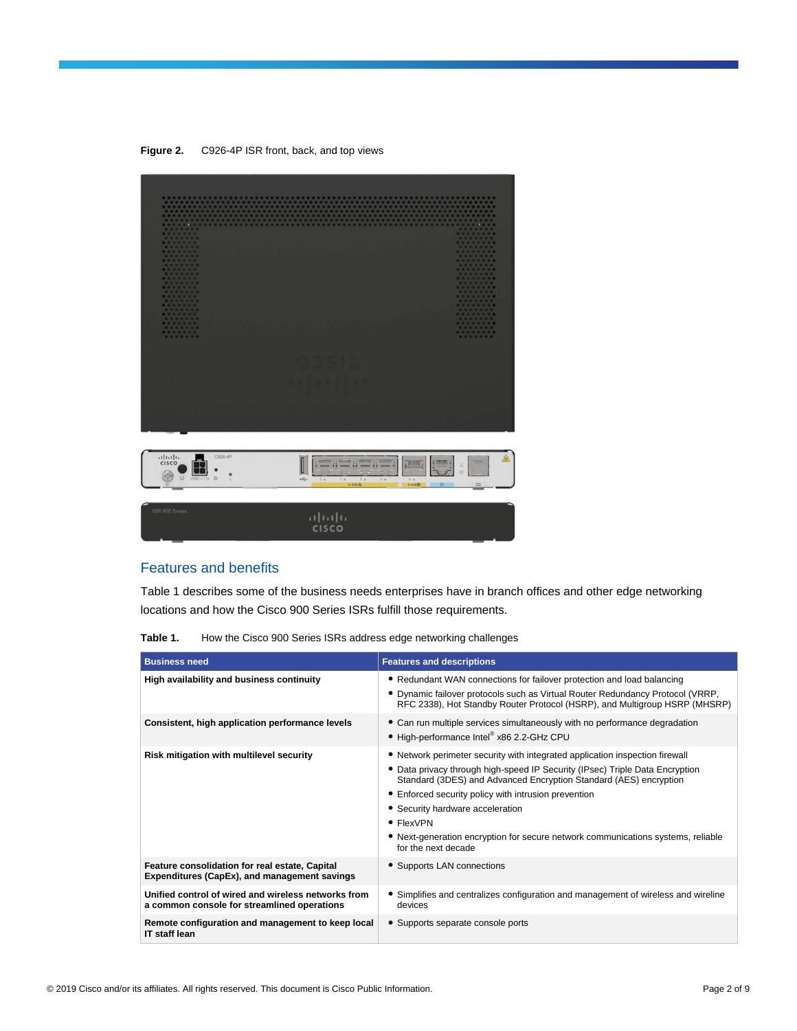**Figure 2.** C926-4P ISR front, back, and top views

## Features and benefits

Table 1 describes some of the business needs enterprises have in branch offices and other edge networking locations and how the Cisco 900 Series ISRs fulfill those requirements.

**Table 1.** How the Cisco 900 Series ISRs address edge networking challenges

| Business need | Features and descriptions |
| --- | --- |
| **High availability and business continuity** | • Redundant WAN connections for failover protection and load balancing<br>• Dynamic failover protocols such as Virtual Router Redundancy Protocol (VRRP, RFC 2338), Hot Standby Router Protocol (HSRP), and Multigroup HSRP (MHSRP) |
| **Consistent, high application performance levels** | • Can run multiple services simultaneously with no performance degradation<br>• High-performance Intel® x86 2.2-GHz CPU |
| **Risk mitigation with multilevel security** | • Network perimeter security with integrated application inspection firewall<br>• Data privacy through high-speed IP Security (IPsec) Triple Data Encryption Standard (3DES) and Advanced Encryption Standard (AES) encryption<br>• Enforced security policy with intrusion prevention<br>• Security hardware acceleration<br>• FlexVPN<br>• Next-generation encryption for secure network communications systems, reliable for the next decade |
| **Feature consolidation for real estate, Capital Expenditures (CapEx), and management savings** | • Supports LAN connections |
| **Unified control of wired and wireless networks from a common console for streamlined operations** | • Simplifies and centralizes configuration and management of wireless and wireline devices |
| **Remote configuration and management to keep local IT staff lean** | • Supports separate console ports |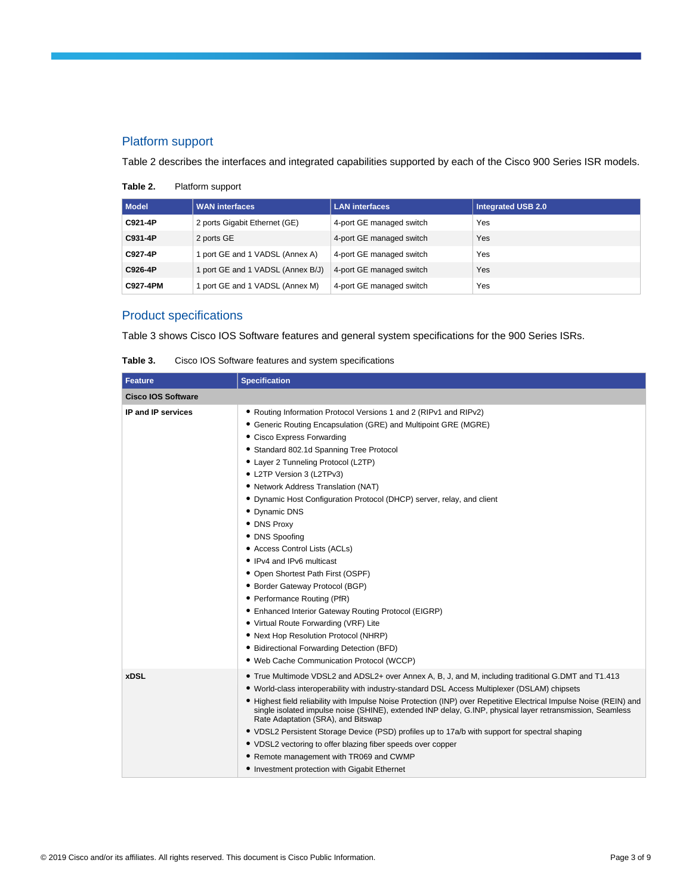## Platform support

Table 2 describes the interfaces and integrated capabilities supported by each of the Cisco 900 Series ISR models.

**Table 2.** Platform support

| Model | WAN interfaces | LAN interfaces | Integrated USB 2.0 |
|---|---|---|---|
| **C921-4P** | 2 ports Gigabit Ethernet (GE) | 4-port GE managed switch | Yes |
| **C931-4P** | 2 ports GE | 4-port GE managed switch | Yes |
| **C927-4P** | 1 port GE and 1 VADSL (Annex A) | 4-port GE managed switch | Yes |
| **C926-4P** | 1 port GE and 1 VADSL (Annex B/J) | 4-port GE managed switch | Yes |
| **C927-4PM** | 1 port GE and 1 VADSL (Annex M) | 4-port GE managed switch | Yes |

## Product specifications

Table 3 shows Cisco IOS Software features and general system specifications for the 900 Series ISRs.

**Table 3.** Cisco IOS Software features and system specifications

| Feature | Specification |
|---|---|
| **Cisco IOS Software** | |
| **IP and IP services** | • Routing Information Protocol Versions 1 and 2 (RIPv1 and RIPv2)<br>• Generic Routing Encapsulation (GRE) and Multipoint GRE (MGRE)<br>• Cisco Express Forwarding<br>• Standard 802.1d Spanning Tree Protocol<br>• Layer 2 Tunneling Protocol (L2TP)<br>• L2TP Version 3 (L2TPv3)<br>• Network Address Translation (NAT)<br>• Dynamic Host Configuration Protocol (DHCP) server, relay, and client<br>• Dynamic DNS<br>• DNS Proxy<br>• DNS Spoofing<br>• Access Control Lists (ACLs)<br>• IPv4 and IPv6 multicast<br>• Open Shortest Path First (OSPF)<br>• Border Gateway Protocol (BGP)<br>• Performance Routing (PfR)<br>• Enhanced Interior Gateway Routing Protocol (EIGRP)<br>• Virtual Route Forwarding (VRF) Lite<br>• Next Hop Resolution Protocol (NHRP)<br>• Bidirectional Forwarding Detection (BFD)<br>• Web Cache Communication Protocol (WCCP) |
| **xDSL** | • True Multimode VDSL2 and ADSL2+ over Annex A, B, J, and M, including traditional G.DMT and T1.413<br>• World-class interoperability with industry-standard DSL Access Multiplexer (DSLAM) chipsets<br>• Highest field reliability with Impulse Noise Protection (INP) over Repetitive Electrical Impulse Noise (REIN) and single isolated impulse noise (SHINE), extended INP delay, G.INP, physical layer retransmission, Seamless Rate Adaptation (SRA), and Bitswap<br>• VDSL2 Persistent Storage Device (PSD) profiles up to 17a/b with support for spectral shaping<br>• VDSL2 vectoring to offer blazing fiber speeds over copper<br>• Remote management with TR069 and CWMP<br>• Investment protection with Gigabit Ethernet |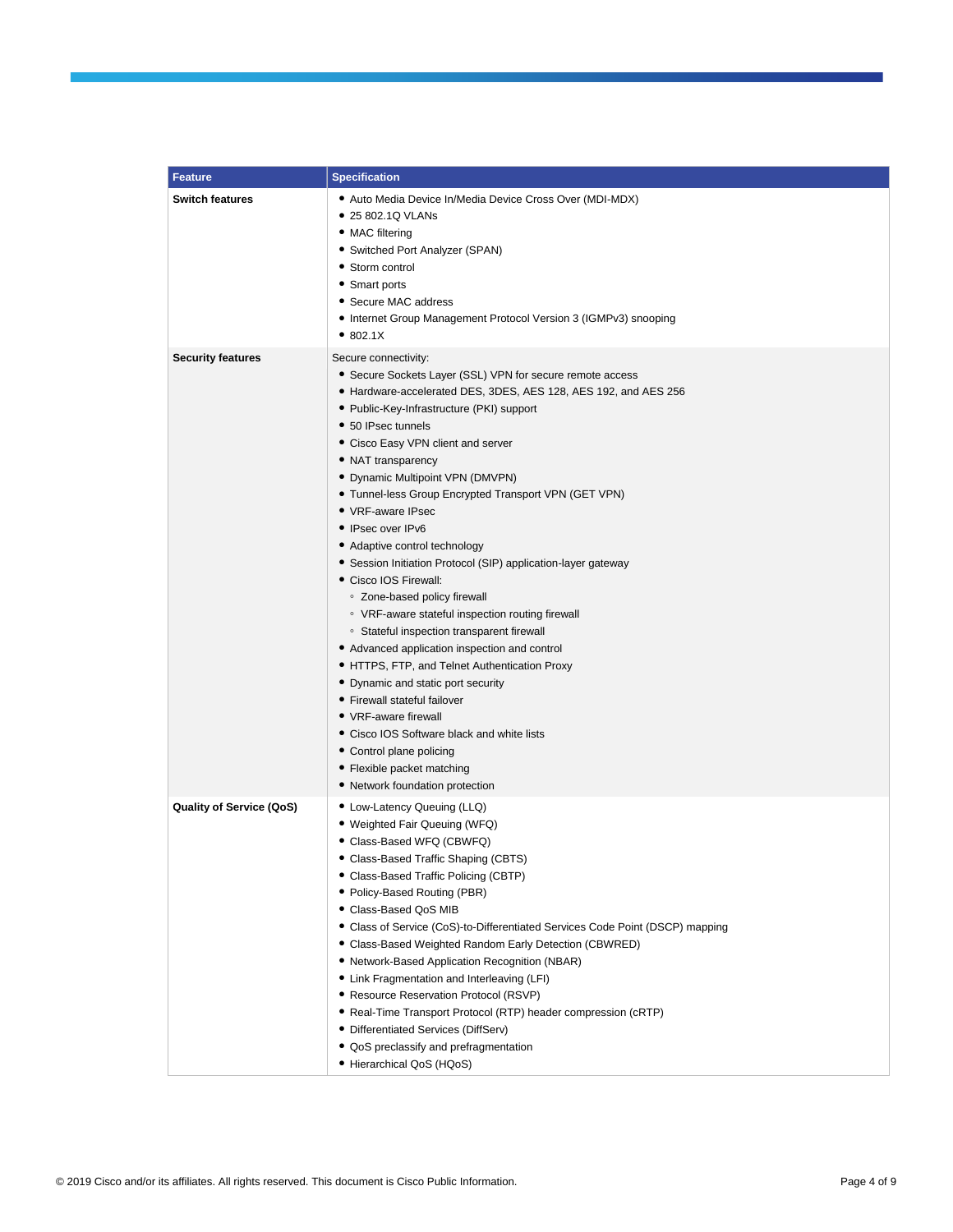| Feature | Specification |
| --- | --- |
| **Switch features** | • Auto Media Device In/Media Device Cross Over (MDI-MDX)<br>• 25 802.1Q VLANs<br>• MAC filtering<br>• Switched Port Analyzer (SPAN)<br>• Storm control<br>• Smart ports<br>• Secure MAC address<br>• Internet Group Management Protocol Version 3 (IGMPv3) snooping<br>• 802.1X |
| **Security features** | Secure connectivity:<br>• Secure Sockets Layer (SSL) VPN for secure remote access<br>• Hardware-accelerated DES, 3DES, AES 128, AES 192, and AES 256<br>• Public-Key-Infrastructure (PKI) support<br>• 50 IPsec tunnels<br>• Cisco Easy VPN client and server<br>• NAT transparency<br>• Dynamic Multipoint VPN (DMVPN)<br>• Tunnel-less Group Encrypted Transport VPN (GET VPN)<br>• VRF-aware IPsec<br>• IPsec over IPv6<br>• Adaptive control technology<br>• Session Initiation Protocol (SIP) application-layer gateway<br>• Cisco IOS Firewall:<br>&nbsp;&nbsp;◦ Zone-based policy firewall<br>&nbsp;&nbsp;◦ VRF-aware stateful inspection routing firewall<br>&nbsp;&nbsp;◦ Stateful inspection transparent firewall<br>• Advanced application inspection and control<br>• HTTPS, FTP, and Telnet Authentication Proxy<br>• Dynamic and static port security<br>• Firewall stateful failover<br>• VRF-aware firewall<br>• Cisco IOS Software black and white lists<br>• Control plane policing<br>• Flexible packet matching<br>• Network foundation protection |
| **Quality of Service (QoS)** | • Low-Latency Queuing (LLQ)<br>• Weighted Fair Queuing (WFQ)<br>• Class-Based WFQ (CBWFQ)<br>• Class-Based Traffic Shaping (CBTS)<br>• Class-Based Traffic Policing (CBTP)<br>• Policy-Based Routing (PBR)<br>• Class-Based QoS MIB<br>• Class of Service (CoS)-to-Differentiated Services Code Point (DSCP) mapping<br>• Class-Based Weighted Random Early Detection (CBWRED)<br>• Network-Based Application Recognition (NBAR)<br>• Link Fragmentation and Interleaving (LFI)<br>• Resource Reservation Protocol (RSVP)<br>• Real-Time Transport Protocol (RTP) header compression (cRTP)<br>• Differentiated Services (DiffServ)<br>• QoS preclassify and prefragmentation<br>• Hierarchical QoS (HQoS) |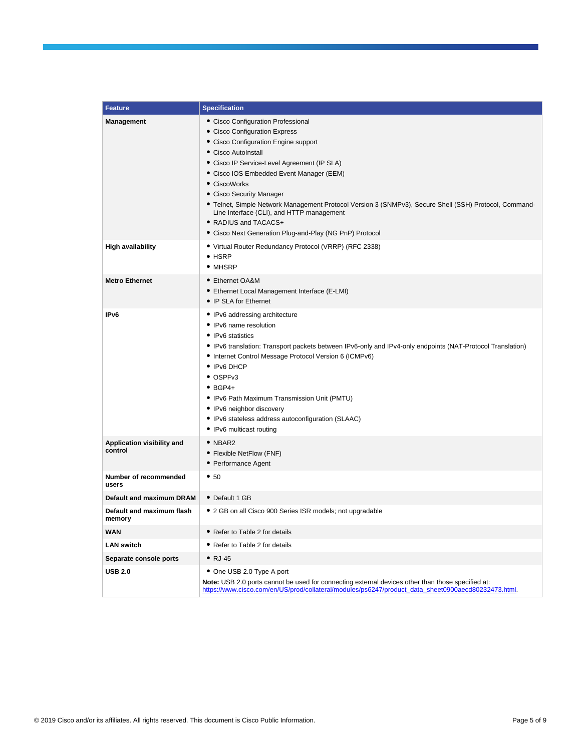| Feature | Specification |
| --- | --- |
| **Management** | • Cisco Configuration Professional<br>• Cisco Configuration Express<br>• Cisco Configuration Engine support<br>• Cisco AutoInstall<br>• Cisco IP Service-Level Agreement (IP SLA)<br>• Cisco IOS Embedded Event Manager (EEM)<br>• CiscoWorks<br>• Cisco Security Manager<br>• Telnet, Simple Network Management Protocol Version 3 (SNMPv3), Secure Shell (SSH) Protocol, Command-Line Interface (CLI), and HTTP management<br>• RADIUS and TACACS+<br>• Cisco Next Generation Plug-and-Play (NG PnP) Protocol |
| **High availability** | • Virtual Router Redundancy Protocol (VRRP) (RFC 2338)<br>• HSRP<br>• MHSRP |
| **Metro Ethernet** | • Ethernet OA&M<br>• Ethernet Local Management Interface (E-LMI)<br>• IP SLA for Ethernet |
| **IPv6** | • IPv6 addressing architecture<br>• IPv6 name resolution<br>• IPv6 statistics<br>• IPv6 translation: Transport packets between IPv6-only and IPv4-only endpoints (NAT-Protocol Translation)<br>• Internet Control Message Protocol Version 6 (ICMPv6)<br>• IPv6 DHCP<br>• OSPFv3<br>• BGP4+<br>• IPv6 Path Maximum Transmission Unit (PMTU)<br>• IPv6 neighbor discovery<br>• IPv6 stateless address autoconfiguration (SLAAC)<br>• IPv6 multicast routing |
| **Application visibility and control** | • NBAR2<br>• Flexible NetFlow (FNF)<br>• Performance Agent |
| **Number of recommended users** | • 50 |
| **Default and maximum DRAM** | • Default 1 GB |
| **Default and maximum flash memory** | • 2 GB on all Cisco 900 Series ISR models; not upgradable |
| **WAN** | • Refer to Table 2 for details |
| **LAN switch** | • Refer to Table 2 for details |
| **Separate console ports** | • RJ-45 |
| **USB 2.0** | • One USB 2.0 Type A port<br>**Note:** USB 2.0 ports cannot be used for connecting external devices other than those specified at: https://www.cisco.com/en/US/prod/collateral/modules/ps6247/product_data_sheet0900aecd80232473.html. |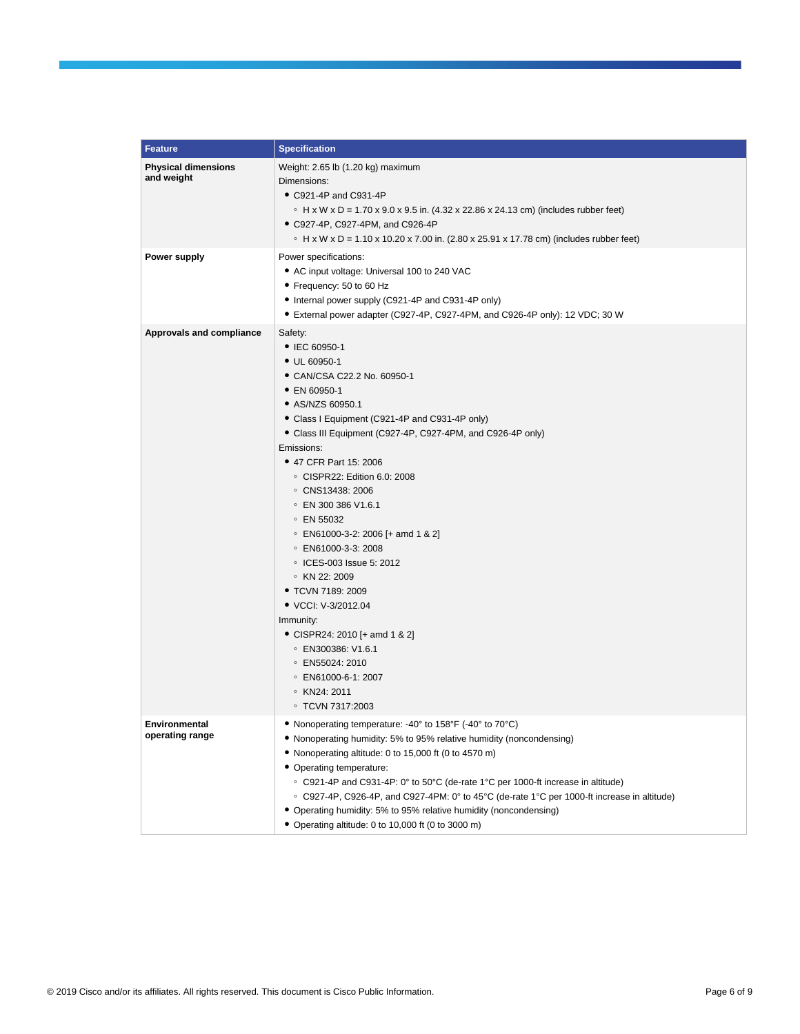| Feature | Specification |
|---|---|
| **Physical dimensions and weight** | Weight: 2.65 lb (1.20 kg) maximum<br>Dimensions:<br>• C921-4P and C931-4P<br>&nbsp;&nbsp;◦ H x W x D = 1.70 x 9.0 x 9.5 in. (4.32 x 22.86 x 24.13 cm) (includes rubber feet)<br>• C927-4P, C927-4PM, and C926-4P<br>&nbsp;&nbsp;◦ H x W x D = 1.10 x 10.20 x 7.00 in. (2.80 x 25.91 x 17.78 cm) (includes rubber feet) |
| **Power supply** | Power specifications:<br>• AC input voltage: Universal 100 to 240 VAC<br>• Frequency: 50 to 60 Hz<br>• Internal power supply (C921-4P and C931-4P only)<br>• External power adapter (C927-4P, C927-4PM, and C926-4P only): 12 VDC; 30 W |
| **Approvals and compliance** | Safety:<br>• IEC 60950-1<br>• UL 60950-1<br>• CAN/CSA C22.2 No. 60950-1<br>• EN 60950-1<br>• AS/NZS 60950.1<br>• Class I Equipment (C921-4P and C931-4P only)<br>• Class III Equipment (C927-4P, C927-4PM, and C926-4P only)<br>Emissions:<br>• 47 CFR Part 15: 2006<br>&nbsp;&nbsp;◦ CISPR22: Edition 6.0: 2008<br>&nbsp;&nbsp;◦ CNS13438: 2006<br>&nbsp;&nbsp;◦ EN 300 386 V1.6.1<br>&nbsp;&nbsp;◦ EN 55032<br>&nbsp;&nbsp;◦ EN61000-3-2: 2006 [+ amd 1 & 2]<br>&nbsp;&nbsp;◦ EN61000-3-3: 2008<br>&nbsp;&nbsp;◦ ICES-003 Issue 5: 2012<br>&nbsp;&nbsp;◦ KN 22: 2009<br>• TCVN 7189: 2009<br>• VCCI: V-3/2012.04<br>Immunity:<br>• CISPR24: 2010 [+ amd 1 & 2]<br>&nbsp;&nbsp;◦ EN300386: V1.6.1<br>&nbsp;&nbsp;◦ EN55024: 2010<br>&nbsp;&nbsp;◦ EN61000-6-1: 2007<br>&nbsp;&nbsp;◦ KN24: 2011<br>&nbsp;&nbsp;◦ TCVN 7317:2003 |
| **Environmental operating range** | • Nonoperating temperature: -40° to 158°F (-40° to 70°C)<br>• Nonoperating humidity: 5% to 95% relative humidity (noncondensing)<br>• Nonoperating altitude: 0 to 15,000 ft (0 to 4570 m)<br>• Operating temperature:<br>&nbsp;&nbsp;◦ C921-4P and C931-4P: 0° to 50°C (de-rate 1°C per 1000-ft increase in altitude)<br>&nbsp;&nbsp;◦ C927-4P, C926-4P, and C927-4PM: 0° to 45°C (de-rate 1°C per 1000-ft increase in altitude)<br>• Operating humidity: 5% to 95% relative humidity (noncondensing)<br>• Operating altitude: 0 to 10,000 ft (0 to 3000 m) |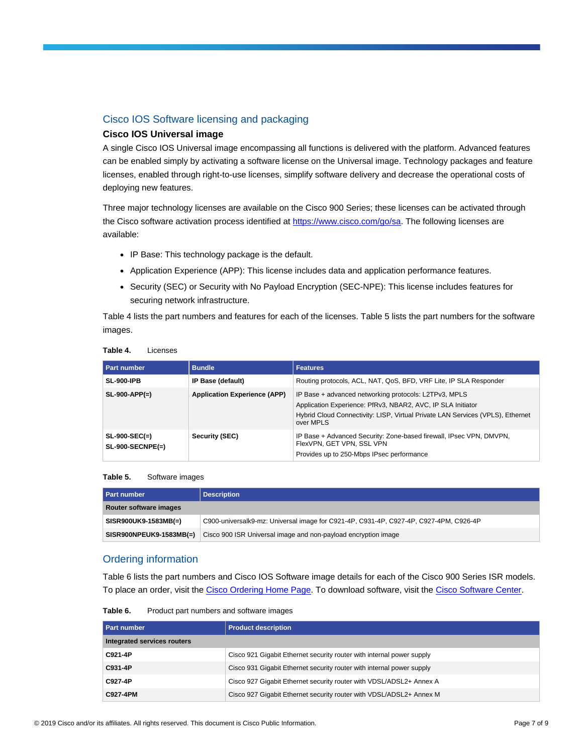## Cisco IOS Software licensing and packaging

### Cisco IOS Universal image

A single Cisco IOS Universal image encompassing all functions is delivered with the platform. Advanced features can be enabled simply by activating a software license on the Universal image. Technology packages and feature licenses, enabled through right-to-use licenses, simplify software delivery and decrease the operational costs of deploying new features.

Three major technology licenses are available on the Cisco 900 Series; these licenses can be activated through the Cisco software activation process identified at [https://www.cisco.com/go/sa](https://www.cisco.com/go/sa). The following licenses are available:

- IP Base: This technology package is the default.
- Application Experience (APP): This license includes data and application performance features.
- Security (SEC) or Security with No Payload Encryption (SEC-NPE): This license includes features for securing network infrastructure.

Table 4 lists the part numbers and features for each of the licenses. Table 5 lists the part numbers for the software images.

**Table 4.** Licenses

| Part number | Bundle | Features |
| --- | --- | --- |
| **SL-900-IPB** | **IP Base (default)** | Routing protocols, ACL, NAT, QoS, BFD, VRF Lite, IP SLA Responder |
| **SL-900-APP(=)** | **Application Experience (APP)** | IP Base + advanced networking protocols: L2TPv3, MPLS<br>Application Experience: PfRv3, NBAR2, AVC, IP SLA Initiator<br>Hybrid Cloud Connectivity: LISP, Virtual Private LAN Services (VPLS), Ethernet over MPLS |
| **SL-900-SEC(=)**<br>**SL-900-SECNPE(=)** | **Security (SEC)** | IP Base + Advanced Security: Zone-based firewall, IPsec VPN, DMVPN, FlexVPN, GET VPN, SSL VPN<br>Provides up to 250-Mbps IPsec performance |

**Table 5.** Software images

| Part number | Description |
| --- | --- |
| **Router software images** | |
| **SISR900UK9-1583MB(=)** | C900-universalk9-mz: Universal image for C921-4P, C931-4P, C927-4P, C927-4PM, C926-4P |
| **SISR900NPEUK9-1583MB(=)** | Cisco 900 ISR Universal image and non-payload encryption image |

## Ordering information

Table 6 lists the part numbers and Cisco IOS Software image details for each of the Cisco 900 Series ISR models. To place an order, visit the Cisco Ordering Home Page. To download software, visit the Cisco Software Center.

**Table 6.** Product part numbers and software images

| Part number | Product description |
| --- | --- |
| **Integrated services routers** | |
| **C921-4P** | Cisco 921 Gigabit Ethernet security router with internal power supply |
| **C931-4P** | Cisco 931 Gigabit Ethernet security router with internal power supply |
| **C927-4P** | Cisco 927 Gigabit Ethernet security router with VDSL/ADSL2+ Annex A |
| **C927-4PM** | Cisco 927 Gigabit Ethernet security router with VDSL/ADSL2+ Annex M |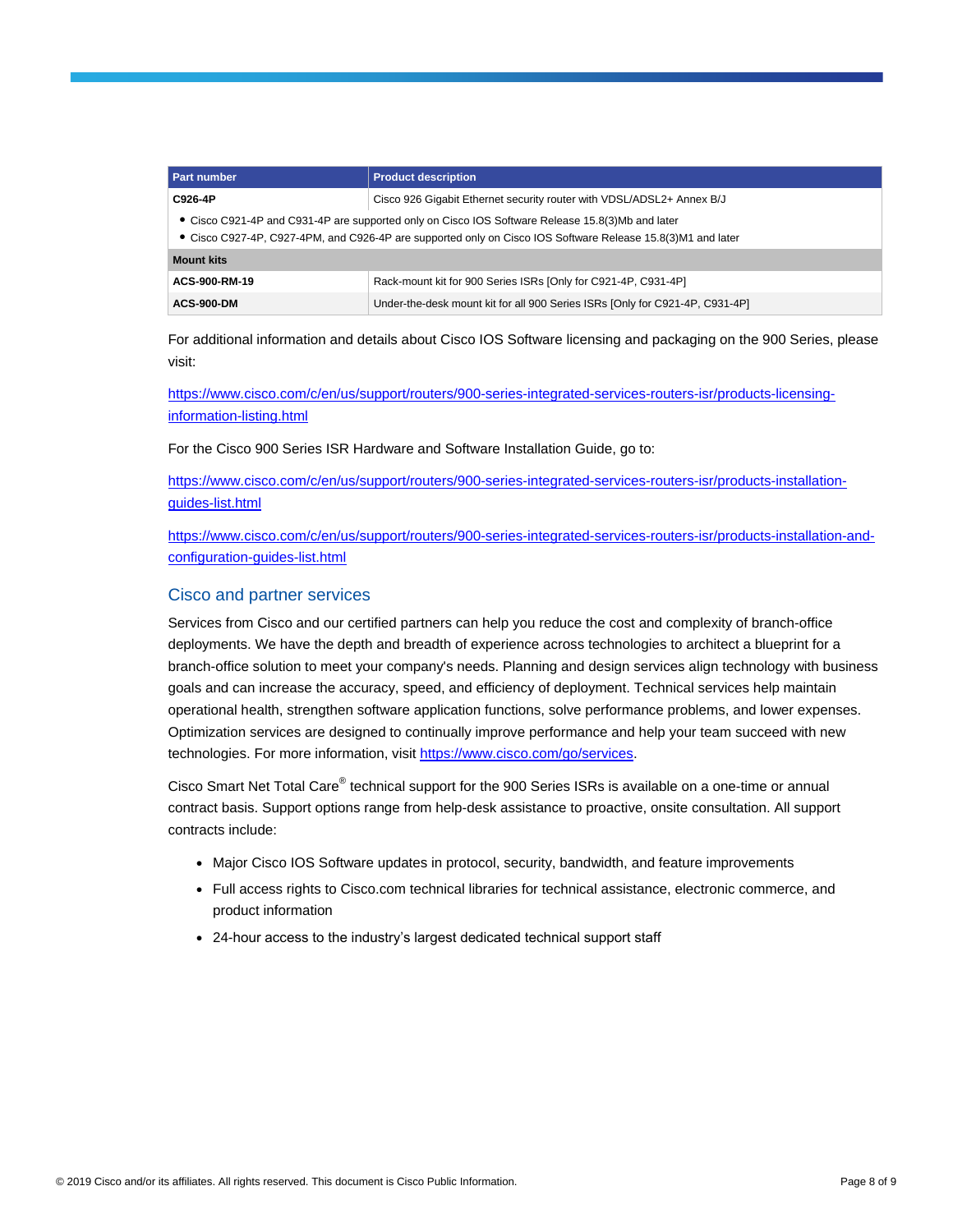| Part number | Product description |
| --- | --- |
| **C926-4P** | Cisco 926 Gigabit Ethernet security router with VDSL/ADSL2+ Annex B/J |
| • Cisco C921-4P and C931-4P are supported only on Cisco IOS Software Release 15.8(3)Mb and later<br>• Cisco C927-4P, C927-4PM, and C926-4P are supported only on Cisco IOS Software Release 15.8(3)M1 and later | |
| **Mount kits** | |
| **ACS-900-RM-19** | Rack-mount kit for 900 Series ISRs [Only for C921-4P, C931-4P] |
| **ACS-900-DM** | Under-the-desk mount kit for all 900 Series ISRs [Only for C921-4P, C931-4P] |

For additional information and details about Cisco IOS Software licensing and packaging on the 900 Series, please visit:

https://www.cisco.com/c/en/us/support/routers/900-series-integrated-services-routers-isr/products-licensing-information-listing.html

For the Cisco 900 Series ISR Hardware and Software Installation Guide, go to:

https://www.cisco.com/c/en/us/support/routers/900-series-integrated-services-routers-isr/products-installation-guides-list.html

https://www.cisco.com/c/en/us/support/routers/900-series-integrated-services-routers-isr/products-installation-and-configuration-guides-list.html

## Cisco and partner services

Services from Cisco and our certified partners can help you reduce the cost and complexity of branch-office deployments. We have the depth and breadth of experience across technologies to architect a blueprint for a branch-office solution to meet your company's needs. Planning and design services align technology with business goals and can increase the accuracy, speed, and efficiency of deployment. Technical services help maintain operational health, strengthen software application functions, solve performance problems, and lower expenses. Optimization services are designed to continually improve performance and help your team succeed with new technologies. For more information, visit https://www.cisco.com/go/services.

Cisco Smart Net Total Care® technical support for the 900 Series ISRs is available on a one-time or annual contract basis. Support options range from help-desk assistance to proactive, onsite consultation. All support contracts include:

- Major Cisco IOS Software updates in protocol, security, bandwidth, and feature improvements
- Full access rights to Cisco.com technical libraries for technical assistance, electronic commerce, and product information
- 24-hour access to the industry's largest dedicated technical support staff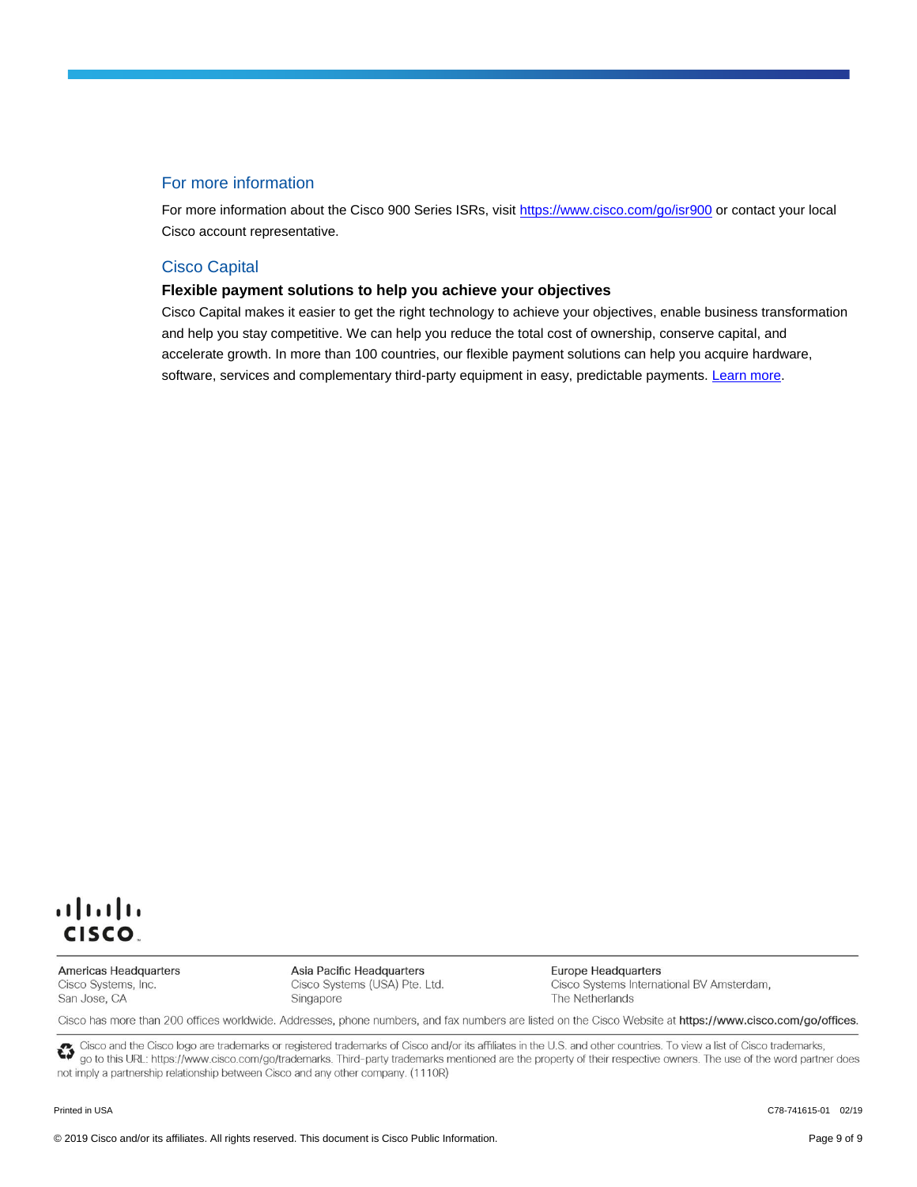## For more information

For more information about the Cisco 900 Series ISRs, visit https://www.cisco.com/go/isr900 or contact your local Cisco account representative.

## Cisco Capital

### Flexible payment solutions to help you achieve your objectives

Cisco Capital makes it easier to get the right technology to achieve your objectives, enable business transformation and help you stay competitive. We can help you reduce the total cost of ownership, conserve capital, and accelerate growth. In more than 100 countries, our flexible payment solutions can help you acquire hardware, software, services and complementary third-party equipment in easy, predictable payments. Learn more.

Americas Headquarters
Cisco Systems, Inc.
San Jose, CA

Asia Pacific Headquarters
Cisco Systems (USA) Pte. Ltd.
Singapore

Europe Headquarters
Cisco Systems International BV Amsterdam,
The Netherlands

Cisco has more than 200 offices worldwide. Addresses, phone numbers, and fax numbers are listed on the Cisco Website at **https://www.cisco.com/go/offices.**

Cisco and the Cisco logo are trademarks or registered trademarks of Cisco and/or its affiliates in the U.S. and other countries. To view a list of Cisco trademarks, go to this URL: https://www.cisco.com/go/trademarks. Third-party trademarks mentioned are the property of their respective owners. The use of the word partner does not imply a partnership relationship between Cisco and any other company. (1110R)

Printed in USA

C78-741615-01 02/19